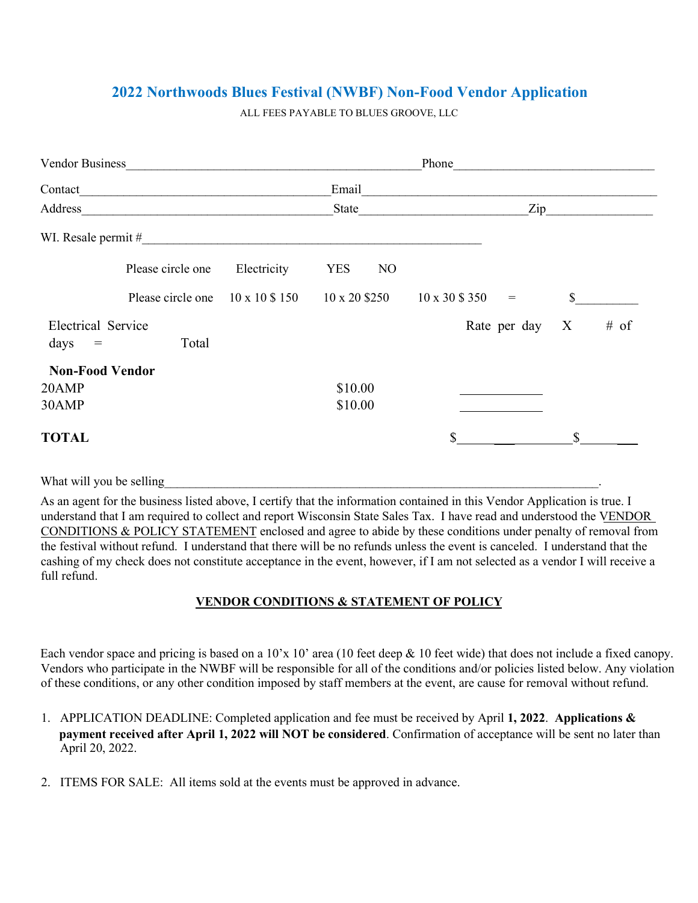# 2022 Northwoods Blues Festival (NWBF) Non-Food Vendor Application

ALL FEES PAYABLE TO BLUES GROOVE, LLC

Vendor Business_______________________________________________Phone_______________________________

Contact________________________________________Email_______________________________________________

Address________________________________________State__________________________Zip________________

WI. Resale permit #______________________________________________________

Please circle one Electricity YES NO

Please circle one 10 x 10 $ 150 10 x 20 $250 10 x 30 $ 350 = $__________

| Electrical Service | | Rate per day X # of days = Total |
|---|---|---|
| **Non-Food Vendor** | | |
| 20AMP | $10.00 | ____________ |
| 30AMP | $10.00 | ____________ |
| **TOTAL** | | $______________ $________ |

What will you be selling_______________________________________________________________________.

As an agent for the business listed above, I certify that the information contained in this Vendor Application is true. I understand that I am required to collect and report Wisconsin State Sales Tax. I have read and understood the VENDOR CONDITIONS & POLICY STATEMENT enclosed and agree to abide by these conditions under penalty of removal from the festival without refund. I understand that there will be no refunds unless the event is canceled. I understand that the cashing of my check does not constitute acceptance in the event, however, if I am not selected as a vendor I will receive a full refund.

## VENDOR CONDITIONS & STATEMENT OF POLICY

Each vendor space and pricing is based on a 10'x 10' area (10 feet deep & 10 feet wide) that does not include a fixed canopy. Vendors who participate in the NWBF will be responsible for all of the conditions and/or policies listed below. Any violation of these conditions, or any other condition imposed by staff members at the event, are cause for removal without refund.

1. APPLICATION DEADLINE: Completed application and fee must be received by April **1, 2022**. **Applications & payment received after April 1, 2022 will NOT be considered**. Confirmation of acceptance will be sent no later than April 20, 2022.

2. ITEMS FOR SALE: All items sold at the events must be approved in advance.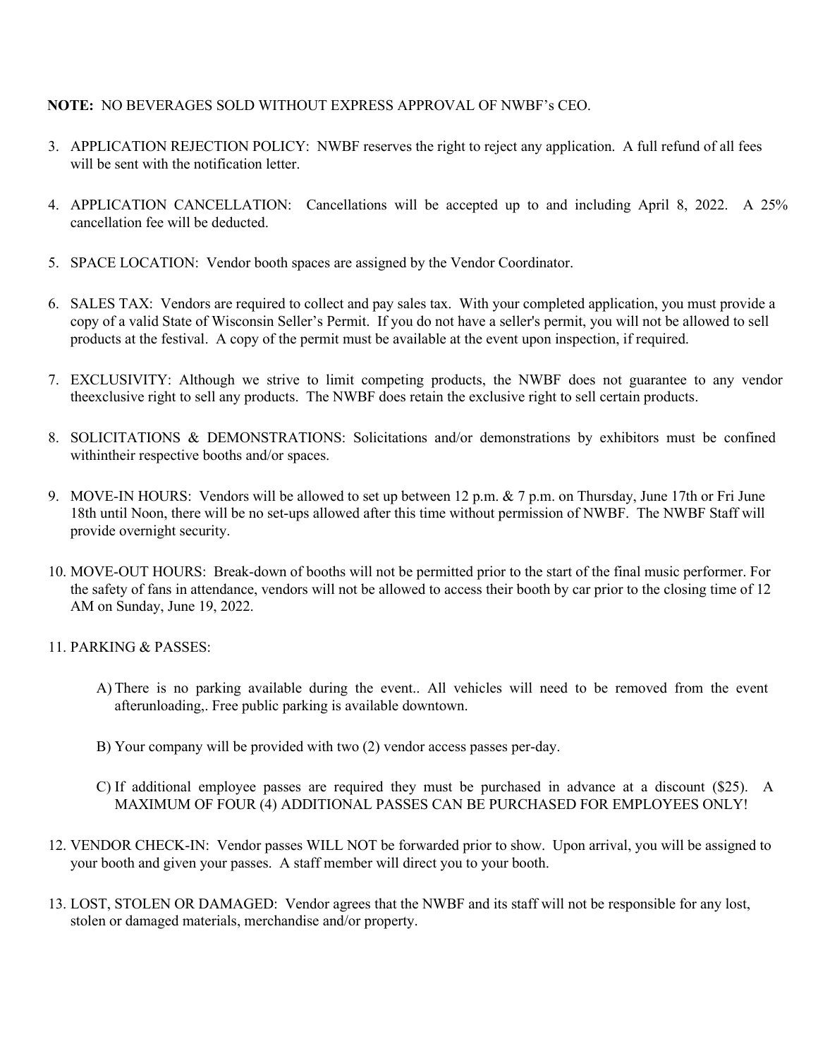**NOTE:** NO BEVERAGES SOLD WITHOUT EXPRESS APPROVAL OF NWBF's CEO.

3. APPLICATION REJECTION POLICY: NWBF reserves the right to reject any application. A full refund of all fees will be sent with the notification letter.

4. APPLICATION CANCELLATION: Cancellations will be accepted up to and including April 8, 2022. A 25% cancellation fee will be deducted.

5. SPACE LOCATION: Vendor booth spaces are assigned by the Vendor Coordinator.

6. SALES TAX: Vendors are required to collect and pay sales tax. With your completed application, you must provide a copy of a valid State of Wisconsin Seller's Permit. If you do not have a seller's permit, you will not be allowed to sell products at the festival. A copy of the permit must be available at the event upon inspection, if required.

7. EXCLUSIVITY: Although we strive to limit competing products, the NWBF does not guarantee to any vendor theexclusive right to sell any products. The NWBF does retain the exclusive right to sell certain products.

8. SOLICITATIONS & DEMONSTRATIONS: Solicitations and/or demonstrations by exhibitors must be confined withintheir respective booths and/or spaces.

9. MOVE-IN HOURS: Vendors will be allowed to set up between 12 p.m. & 7 p.m. on Thursday, June 17th or Fri June 18th until Noon, there will be no set-ups allowed after this time without permission of NWBF. The NWBF Staff will provide overnight security.

10. MOVE-OUT HOURS: Break-down of booths will not be permitted prior to the start of the final music performer. For the safety of fans in attendance, vendors will not be allowed to access their booth by car prior to the closing time of 12 AM on Sunday, June 19, 2022.

11. PARKING & PASSES:

    A) There is no parking available during the event.. All vehicles will need to be removed from the event afterunloading,. Free public parking is available downtown.

    B) Your company will be provided with two (2) vendor access passes per-day.

    C) If additional employee passes are required they must be purchased in advance at a discount ($25). A MAXIMUM OF FOUR (4) ADDITIONAL PASSES CAN BE PURCHASED FOR EMPLOYEES ONLY!

12. VENDOR CHECK-IN: Vendor passes WILL NOT be forwarded prior to show. Upon arrival, you will be assigned to your booth and given your passes. A staff member will direct you to your booth.

13. LOST, STOLEN OR DAMAGED: Vendor agrees that the NWBF and its staff will not be responsible for any lost, stolen or damaged materials, merchandise and/or property.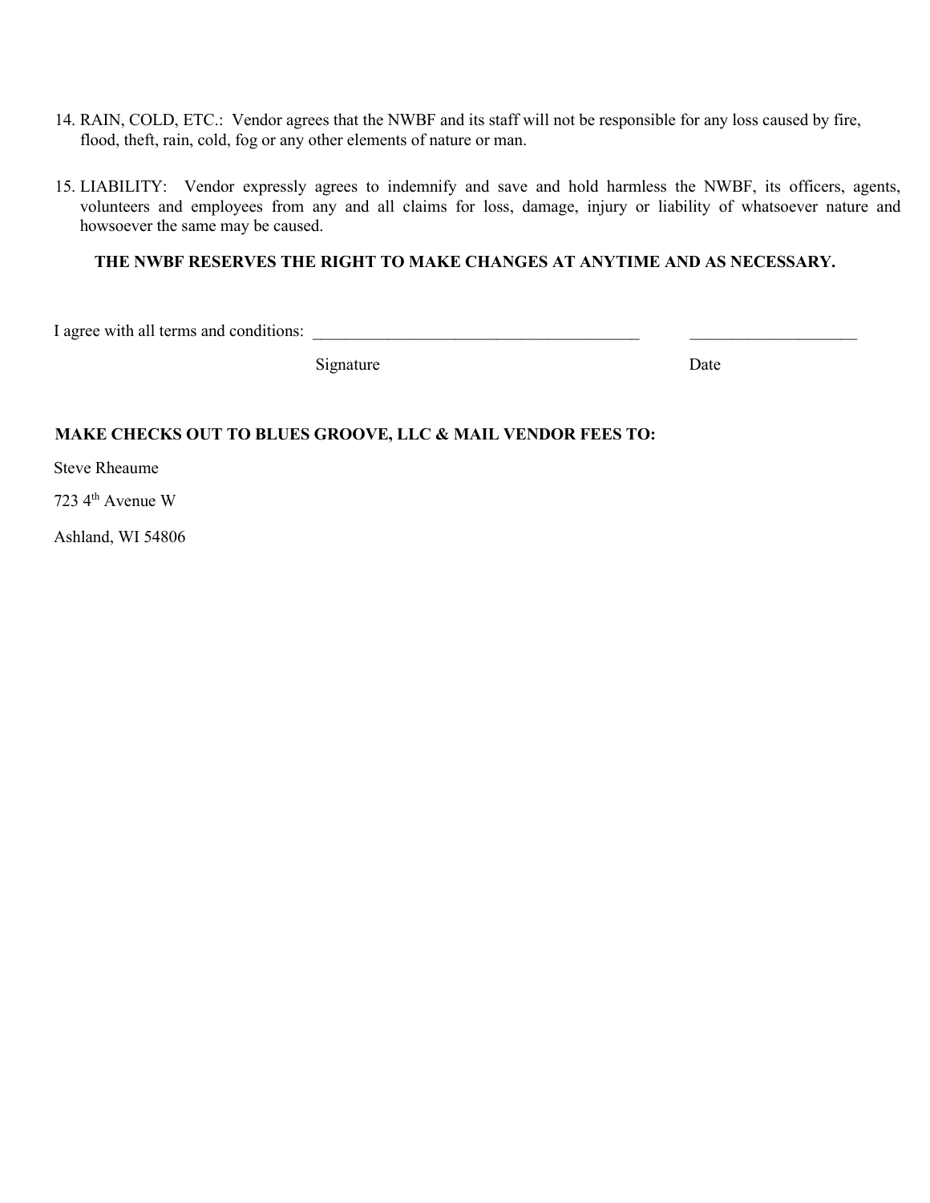14. RAIN, COLD, ETC.: Vendor agrees that the NWBF and its staff will not be responsible for any loss caused by fire, flood, theft, rain, cold, fog or any other elements of nature or man.

15. LIABILITY: Vendor expressly agrees to indemnify and save and hold harmless the NWBF, its officers, agents, volunteers and employees from any and all claims for loss, damage, injury or liability of whatsoever nature and howsoever the same may be caused.

**THE NWBF RESERVES THE RIGHT TO MAKE CHANGES AT ANYTIME AND AS NECESSARY.**

I agree with all terms and conditions: ________________________________________ ____________________

Signature Date

**MAKE CHECKS OUT TO BLUES GROOVE, LLC & MAIL VENDOR FEES TO:**

Steve Rheaume

723 4th Avenue W

Ashland, WI 54806